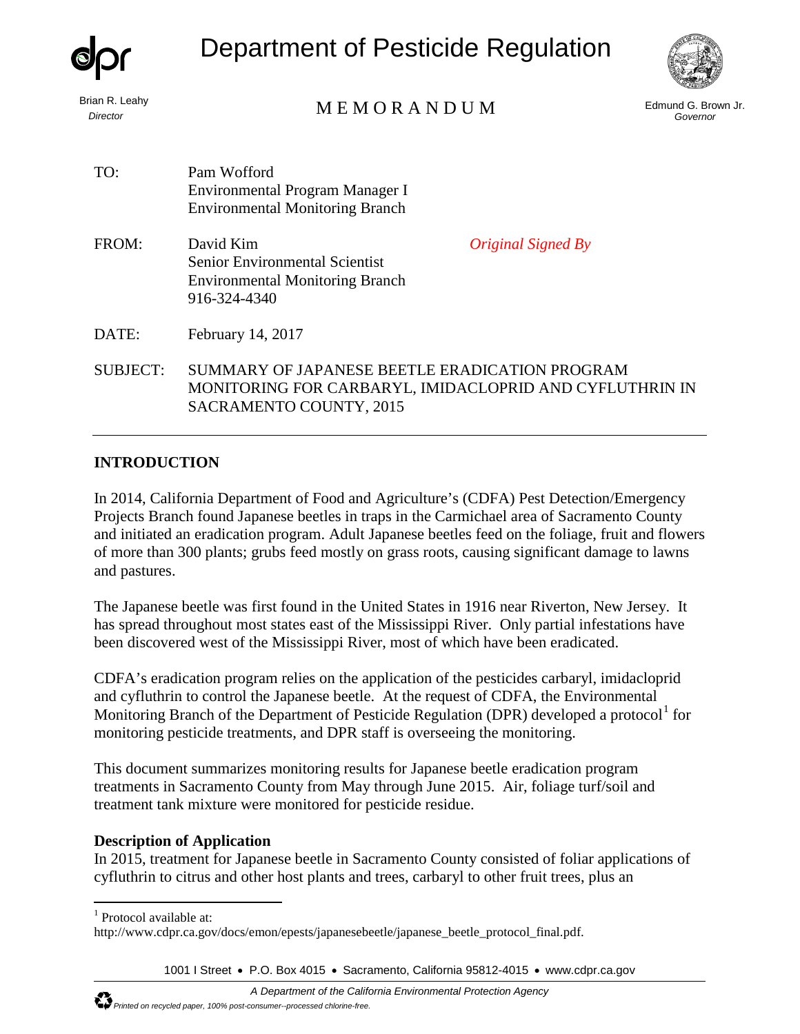# Department of Pesticide Regulation

Brian R. Leahy
*Director*

MEMORANDUM

Edmund G. Brown Jr.
*Governor*

TO: Pam Wofford
Environmental Program Manager I
Environmental Monitoring Branch

FROM: David Kim
Senior Environmental Scientist
Environmental Monitoring Branch
916-324-4340

*Original Signed By*

DATE: February 14, 2017

SUBJECT: SUMMARY OF JAPANESE BEETLE ERADICATION PROGRAM MONITORING FOR CARBARYL, IMIDACLOPRID AND CYFLUTHRIN IN SACRAMENTO COUNTY, 2015

---

## INTRODUCTION

In 2014, California Department of Food and Agriculture's (CDFA) Pest Detection/Emergency Projects Branch found Japanese beetles in traps in the Carmichael area of Sacramento County and initiated an eradication program. Adult Japanese beetles feed on the foliage, fruit and flowers of more than 300 plants; grubs feed mostly on grass roots, causing significant damage to lawns and pastures.

The Japanese beetle was first found in the United States in 1916 near Riverton, New Jersey. It has spread throughout most states east of the Mississippi River. Only partial infestations have been discovered west of the Mississippi River, most of which have been eradicated.

CDFA's eradication program relies on the application of the pesticides carbaryl, imidacloprid and cyfluthrin to control the Japanese beetle. At the request of CDFA, the Environmental Monitoring Branch of the Department of Pesticide Regulation (DPR) developed a protocol[1] for monitoring pesticide treatments, and DPR staff is overseeing the monitoring.

This document summarizes monitoring results for Japanese beetle eradication program treatments in Sacramento County from May through June 2015. Air, foliage turf/soil and treatment tank mixture were monitored for pesticide residue.

### Description of Application

In 2015, treatment for Japanese beetle in Sacramento County consisted of foliar applications of cyfluthrin to citrus and other host plants and trees, carbaryl to other fruit trees, plus an

---

[1] Protocol available at: http://www.cdpr.ca.gov/docs/emon/epests/japanesebeetle/japanese_beetle_protocol_final.pdf.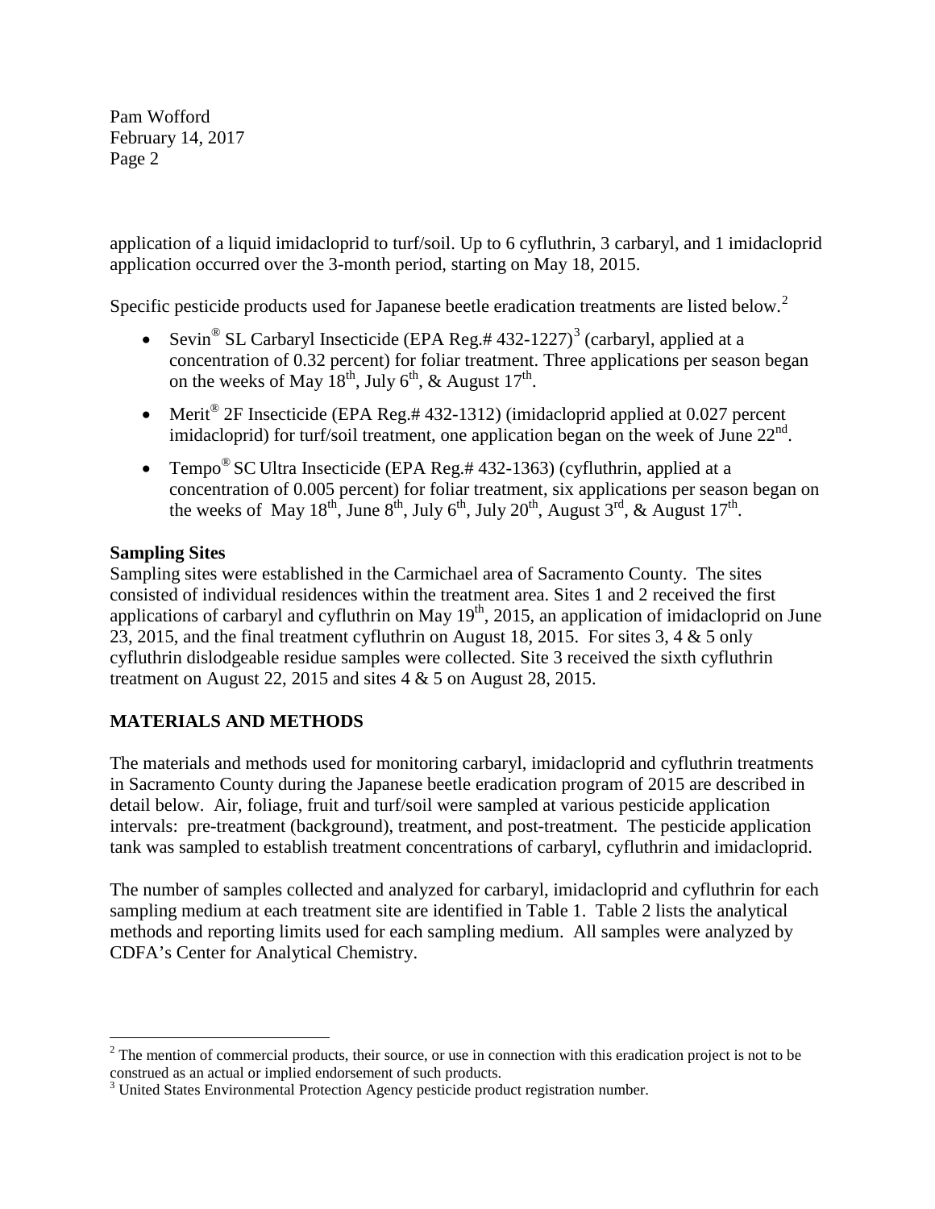application of a liquid imidacloprid to turf/soil. Up to 6 cyfluthrin, 3 carbaryl, and 1 imidacloprid application occurred over the 3-month period, starting on May 18, 2015.

Specific pesticide products used for Japanese beetle eradication treatments are listed below.[2]

- Sevin® SL Carbaryl Insecticide (EPA Reg.# 432-1227)[3] (carbaryl, applied at a concentration of 0.32 percent) for foliar treatment. Three applications per season began on the weeks of May 18th, July 6th, & August 17th.
- Merit® 2F Insecticide (EPA Reg.# 432-1312) (imidacloprid applied at 0.027 percent imidacloprid) for turf/soil treatment, one application began on the week of June 22nd.
- Tempo® SC Ultra Insecticide (EPA Reg.# 432-1363) (cyfluthrin, applied at a concentration of 0.005 percent) for foliar treatment, six applications per season began on the weeks of May 18th, June 8th, July 6th, July 20th, August 3rd, & August 17th.

**Sampling Sites**

Sampling sites were established in the Carmichael area of Sacramento County. The sites consisted of individual residences within the treatment area. Sites 1 and 2 received the first applications of carbaryl and cyfluthrin on May 19th, 2015, an application of imidacloprid on June 23, 2015, and the final treatment cyfluthrin on August 18, 2015. For sites 3, 4 & 5 only cyfluthrin dislodgeable residue samples were collected. Site 3 received the sixth cyfluthrin treatment on August 22, 2015 and sites 4 & 5 on August 28, 2015.

## MATERIALS AND METHODS

The materials and methods used for monitoring carbaryl, imidacloprid and cyfluthrin treatments in Sacramento County during the Japanese beetle eradication program of 2015 are described in detail below. Air, foliage, fruit and turf/soil were sampled at various pesticide application intervals: pre-treatment (background), treatment, and post-treatment. The pesticide application tank was sampled to establish treatment concentrations of carbaryl, cyfluthrin and imidacloprid.

The number of samples collected and analyzed for carbaryl, imidacloprid and cyfluthrin for each sampling medium at each treatment site are identified in Table 1. Table 2 lists the analytical methods and reporting limits used for each sampling medium. All samples were analyzed by CDFA's Center for Analytical Chemistry.

---

[2] The mention of commercial products, their source, or use in connection with this eradication project is not to be construed as an actual or implied endorsement of such products.

[3] United States Environmental Protection Agency pesticide product registration number.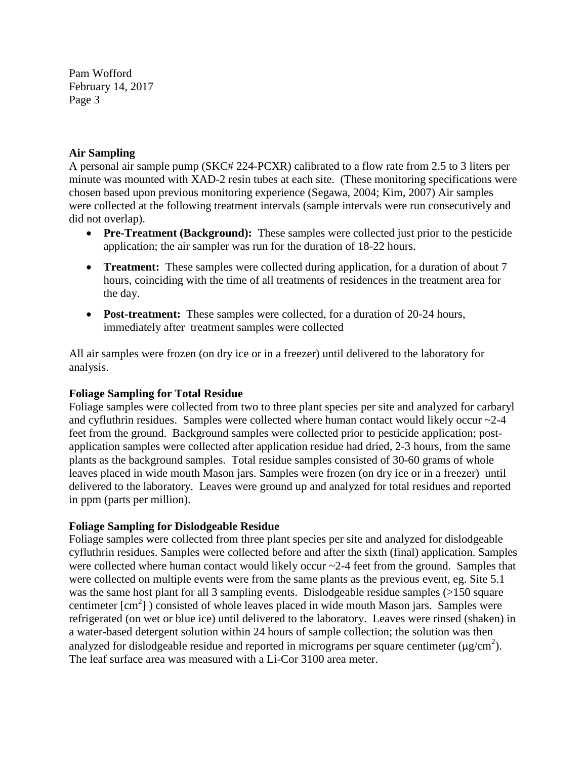**Air Sampling**

A personal air sample pump (SKC# 224-PCXR) calibrated to a flow rate from 2.5 to 3 liters per minute was mounted with XAD-2 resin tubes at each site. (These monitoring specifications were chosen based upon previous monitoring experience (Segawa, 2004; Kim, 2007) Air samples were collected at the following treatment intervals (sample intervals were run consecutively and did not overlap).

- **Pre-Treatment (Background):** These samples were collected just prior to the pesticide application; the air sampler was run for the duration of 18-22 hours.
- **Treatment:** These samples were collected during application, for a duration of about 7 hours, coinciding with the time of all treatments of residences in the treatment area for the day.
- **Post-treatment:** These samples were collected, for a duration of 20-24 hours, immediately after treatment samples were collected

All air samples were frozen (on dry ice or in a freezer) until delivered to the laboratory for analysis.

**Foliage Sampling for Total Residue**

Foliage samples were collected from two to three plant species per site and analyzed for carbaryl and cyfluthrin residues. Samples were collected where human contact would likely occur ~2-4 feet from the ground. Background samples were collected prior to pesticide application; post-application samples were collected after application residue had dried, 2-3 hours, from the same plants as the background samples. Total residue samples consisted of 30-60 grams of whole leaves placed in wide mouth Mason jars. Samples were frozen (on dry ice or in a freezer) until delivered to the laboratory. Leaves were ground up and analyzed for total residues and reported in ppm (parts per million).

**Foliage Sampling for Dislodgeable Residue**

Foliage samples were collected from three plant species per site and analyzed for dislodgeable cyfluthrin residues. Samples were collected before and after the sixth (final) application. Samples were collected where human contact would likely occur ~2-4 feet from the ground. Samples that were collected on multiple events were from the same plants as the previous event, eg. Site 5.1 was the same host plant for all 3 sampling events. Dislodgeable residue samples (>150 square centimeter [$cm^2$] ) consisted of whole leaves placed in wide mouth Mason jars. Samples were refrigerated (on wet or blue ice) until delivered to the laboratory. Leaves were rinsed (shaken) in a water-based detergent solution within 24 hours of sample collection; the solution was then analyzed for dislodgeable residue and reported in micrograms per square centimeter ($\mu g/cm^2$). The leaf surface area was measured with a Li-Cor 3100 area meter.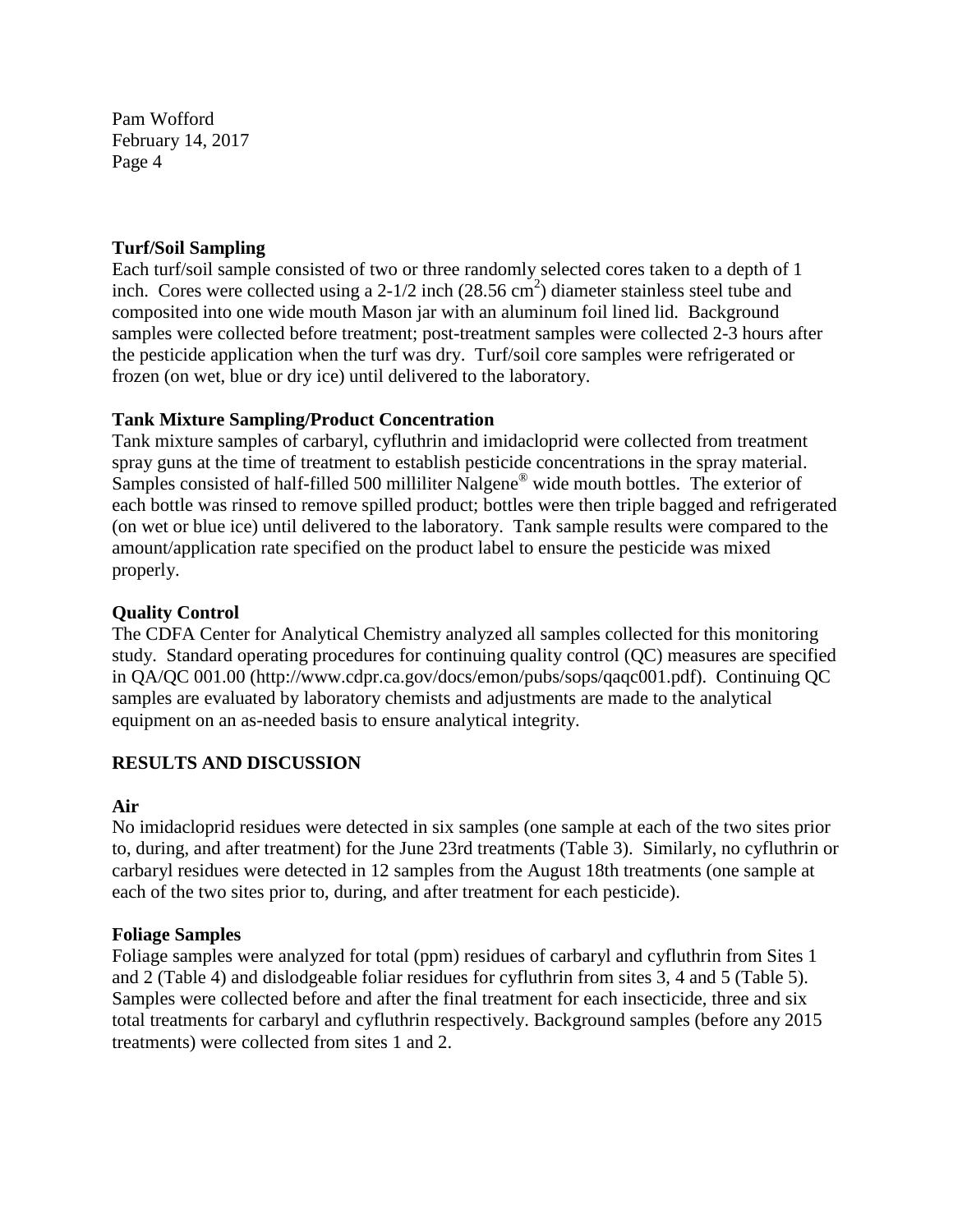**Turf/Soil Sampling**

Each turf/soil sample consisted of two or three randomly selected cores taken to a depth of 1 inch. Cores were collected using a 2-1/2 inch (28.56 $cm^2$) diameter stainless steel tube and composited into one wide mouth Mason jar with an aluminum foil lined lid. Background samples were collected before treatment; post-treatment samples were collected 2-3 hours after the pesticide application when the turf was dry. Turf/soil core samples were refrigerated or frozen (on wet, blue or dry ice) until delivered to the laboratory.

**Tank Mixture Sampling/Product Concentration**

Tank mixture samples of carbaryl, cyfluthrin and imidacloprid were collected from treatment spray guns at the time of treatment to establish pesticide concentrations in the spray material. Samples consisted of half-filled 500 milliliter Nalgene® wide mouth bottles. The exterior of each bottle was rinsed to remove spilled product; bottles were then triple bagged and refrigerated (on wet or blue ice) until delivered to the laboratory. Tank sample results were compared to the amount/application rate specified on the product label to ensure the pesticide was mixed properly.

**Quality Control**

The CDFA Center for Analytical Chemistry analyzed all samples collected for this monitoring study. Standard operating procedures for continuing quality control (QC) measures are specified in QA/QC 001.00 (http://www.cdpr.ca.gov/docs/emon/pubs/sops/qaqc001.pdf). Continuing QC samples are evaluated by laboratory chemists and adjustments are made to the analytical equipment on an as-needed basis to ensure analytical integrity.

## RESULTS AND DISCUSSION

**Air**

No imidacloprid residues were detected in six samples (one sample at each of the two sites prior to, during, and after treatment) for the June 23rd treatments (Table 3). Similarly, no cyfluthrin or carbaryl residues were detected in 12 samples from the August 18th treatments (one sample at each of the two sites prior to, during, and after treatment for each pesticide).

**Foliage Samples**

Foliage samples were analyzed for total (ppm) residues of carbaryl and cyfluthrin from Sites 1 and 2 (Table 4) and dislodgeable foliar residues for cyfluthrin from sites 3, 4 and 5 (Table 5). Samples were collected before and after the final treatment for each insecticide, three and six total treatments for carbaryl and cyfluthrin respectively. Background samples (before any 2015 treatments) were collected from sites 1 and 2.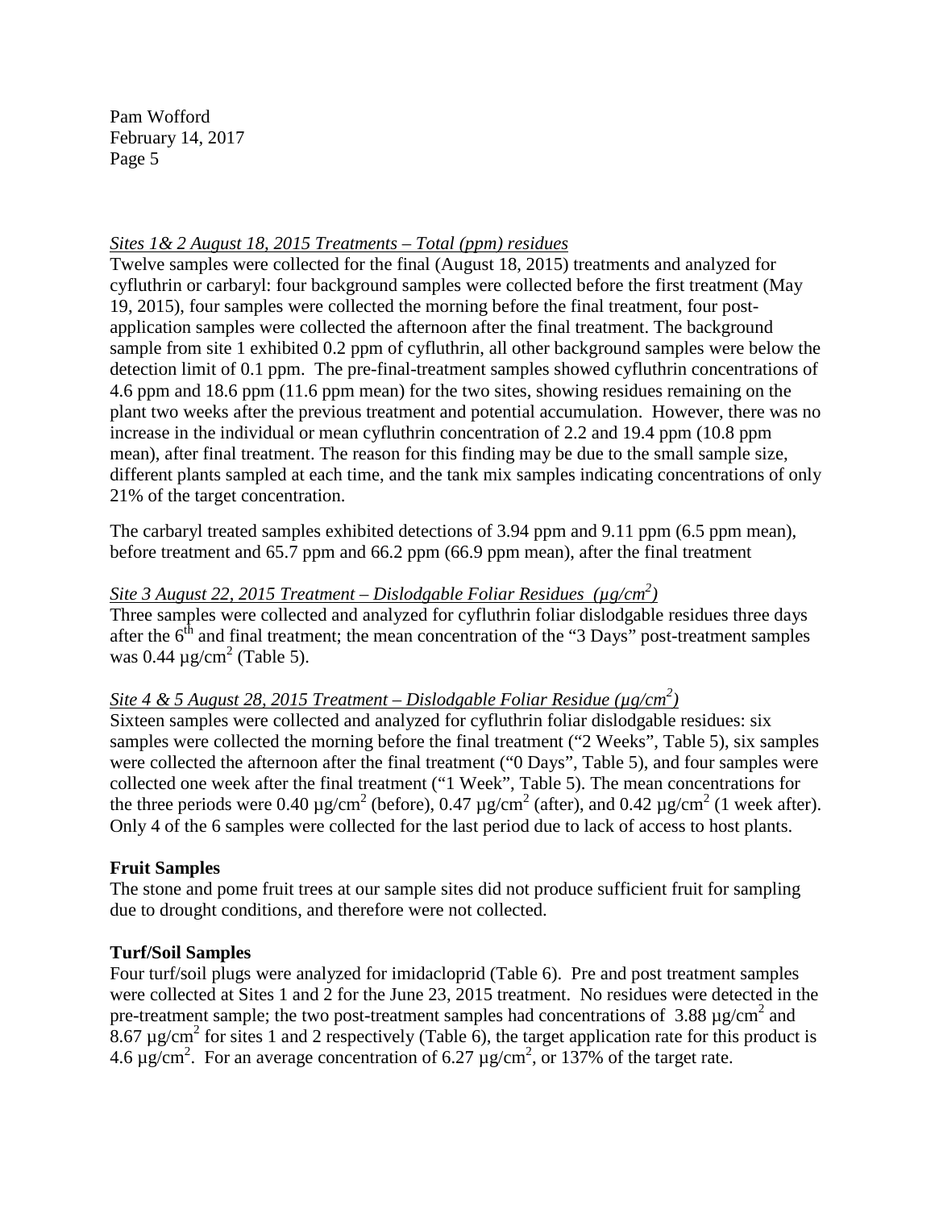*Sites 1& 2 August 18, 2015 Treatments – Total (ppm) residues*

Twelve samples were collected for the final (August 18, 2015) treatments and analyzed for cyfluthrin or carbaryl: four background samples were collected before the first treatment (May 19, 2015), four samples were collected the morning before the final treatment, four post-application samples were collected the afternoon after the final treatment. The background sample from site 1 exhibited 0.2 ppm of cyfluthrin, all other background samples were below the detection limit of 0.1 ppm. The pre-final-treatment samples showed cyfluthrin concentrations of 4.6 ppm and 18.6 ppm (11.6 ppm mean) for the two sites, showing residues remaining on the plant two weeks after the previous treatment and potential accumulation. However, there was no increase in the individual or mean cyfluthrin concentration of 2.2 and 19.4 ppm (10.8 ppm mean), after final treatment. The reason for this finding may be due to the small sample size, different plants sampled at each time, and the tank mix samples indicating concentrations of only 21% of the target concentration.

The carbaryl treated samples exhibited detections of 3.94 ppm and 9.11 ppm (6.5 ppm mean), before treatment and 65.7 ppm and 66.2 ppm (66.9 ppm mean), after the final treatment

*Site 3 August 22, 2015 Treatment – Dislodgable Foliar Residues (µg/cm$^2$)*

Three samples were collected and analyzed for cyfluthrin foliar dislodgable residues three days after the 6$^{th}$ and final treatment; the mean concentration of the "3 Days" post-treatment samples was 0.44 µg/cm$^2$ (Table 5).

*Site 4 & 5 August 28, 2015 Treatment – Dislodgable Foliar Residue (µg/cm$^2$)*

Sixteen samples were collected and analyzed for cyfluthrin foliar dislodgable residues: six samples were collected the morning before the final treatment ("2 Weeks", Table 5), six samples were collected the afternoon after the final treatment ("0 Days", Table 5), and four samples were collected one week after the final treatment ("1 Week", Table 5). The mean concentrations for the three periods were 0.40 µg/cm$^2$ (before), 0.47 µg/cm$^2$ (after), and 0.42 µg/cm$^2$ (1 week after). Only 4 of the 6 samples were collected for the last period due to lack of access to host plants.

**Fruit Samples**

The stone and pome fruit trees at our sample sites did not produce sufficient fruit for sampling due to drought conditions, and therefore were not collected.

**Turf/Soil Samples**

Four turf/soil plugs were analyzed for imidacloprid (Table 6). Pre and post treatment samples were collected at Sites 1 and 2 for the June 23, 2015 treatment. No residues were detected in the pre-treatment sample; the two post-treatment samples had concentrations of 3.88 µg/cm$^2$ and 8.67 µg/cm$^2$ for sites 1 and 2 respectively (Table 6), the target application rate for this product is 4.6 µg/cm$^2$. For an average concentration of 6.27 µg/cm$^2$, or 137% of the target rate.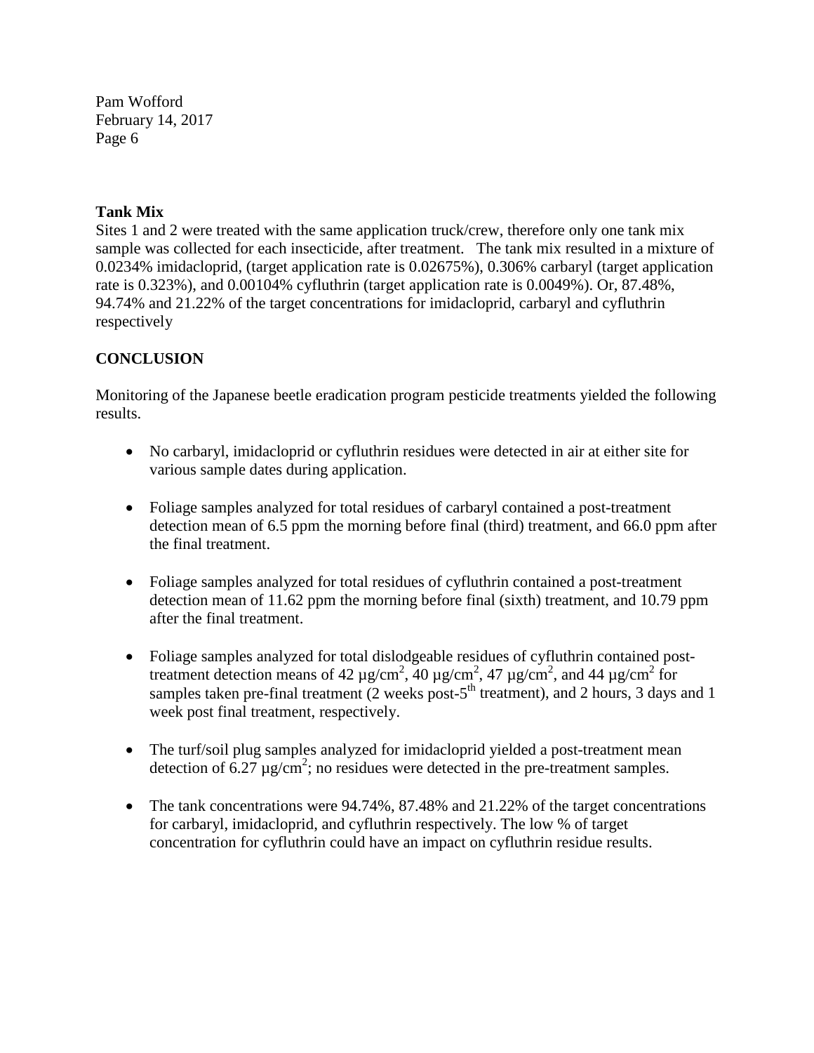**Tank Mix**

Sites 1 and 2 were treated with the same application truck/crew, therefore only one tank mix sample was collected for each insecticide, after treatment. The tank mix resulted in a mixture of 0.0234% imidacloprid, (target application rate is 0.02675%), 0.306% carbaryl (target application rate is 0.323%), and 0.00104% cyfluthrin (target application rate is 0.0049%). Or, 87.48%, 94.74% and 21.22% of the target concentrations for imidacloprid, carbaryl and cyfluthrin respectively

## CONCLUSION

Monitoring of the Japanese beetle eradication program pesticide treatments yielded the following results.

- No carbaryl, imidacloprid or cyfluthrin residues were detected in air at either site for various sample dates during application.

- Foliage samples analyzed for total residues of carbaryl contained a post-treatment detection mean of 6.5 ppm the morning before final (third) treatment, and 66.0 ppm after the final treatment.

- Foliage samples analyzed for total residues of cyfluthrin contained a post-treatment detection mean of 11.62 ppm the morning before final (sixth) treatment, and 10.79 ppm after the final treatment.

- Foliage samples analyzed for total dislodgeable residues of cyfluthrin contained post-treatment detection means of 42 $\mu g/cm^2$, 40 $\mu g/cm^2$, 47 $\mu g/cm^2$, and 44 $\mu g/cm^2$ for samples taken pre-final treatment (2 weeks post-5$^{th}$ treatment), and 2 hours, 3 days and 1 week post final treatment, respectively.

- The turf/soil plug samples analyzed for imidacloprid yielded a post-treatment mean detection of 6.27 $\mu g/cm^2$; no residues were detected in the pre-treatment samples.

- The tank concentrations were 94.74%, 87.48% and 21.22% of the target concentrations for carbaryl, imidacloprid, and cyfluthrin respectively. The low % of target concentration for cyfluthrin could have an impact on cyfluthrin residue results.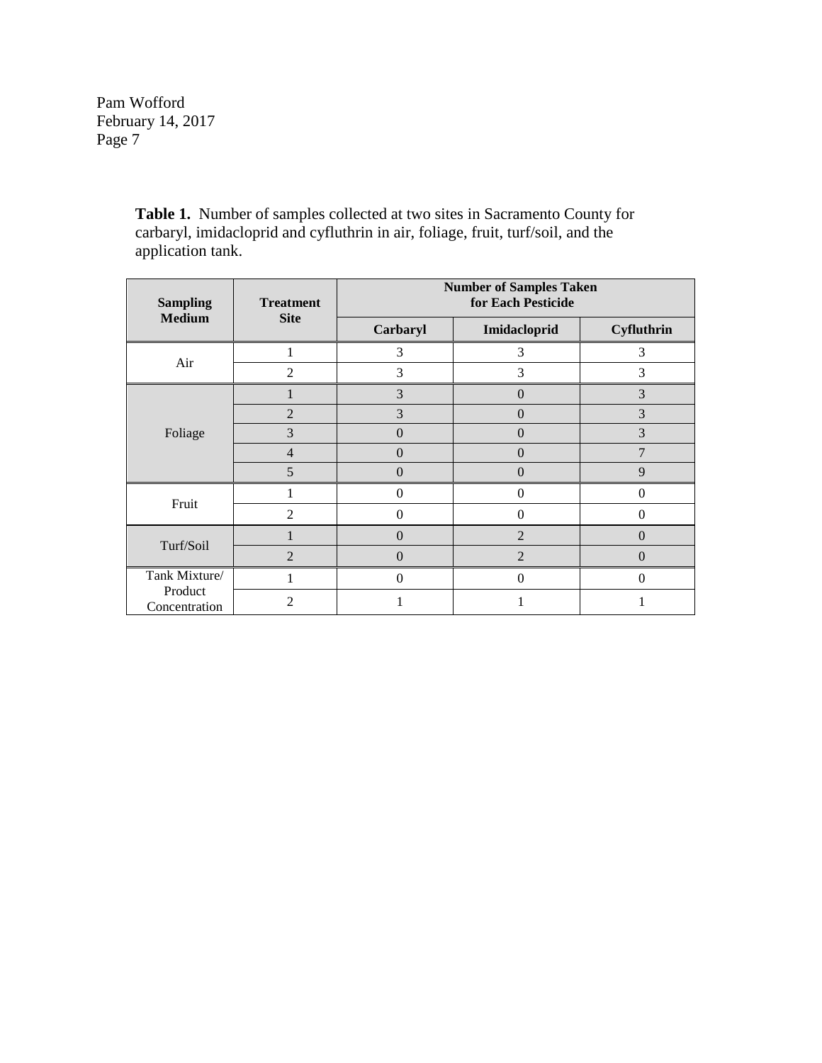**Table 1.** Number of samples collected at two sites in Sacramento County for carbaryl, imidacloprid and cyfluthrin in air, foliage, fruit, turf/soil, and the application tank.

| Sampling Medium | Treatment Site | Number of Samples Taken for Each Pesticide | | |
|---|---|---|---|---|
| | | Carbaryl | Imidacloprid | Cyfluthrin |
| Air | 1 | 3 | 3 | 3 |
| | 2 | 3 | 3 | 3 |
| Foliage | 1 | 3 | 0 | 3 |
| | 2 | 3 | 0 | 3 |
| | 3 | 0 | 0 | 3 |
| | 4 | 0 | 0 | 7 |
| | 5 | 0 | 0 | 9 |
| Fruit | 1 | 0 | 0 | 0 |
| | 2 | 0 | 0 | 0 |
| Turf/Soil | 1 | 0 | 2 | 0 |
| | 2 | 0 | 2 | 0 |
| Tank Mixture/ Product Concentration | 1 | 0 | 0 | 0 |
| | 2 | 1 | 1 | 1 |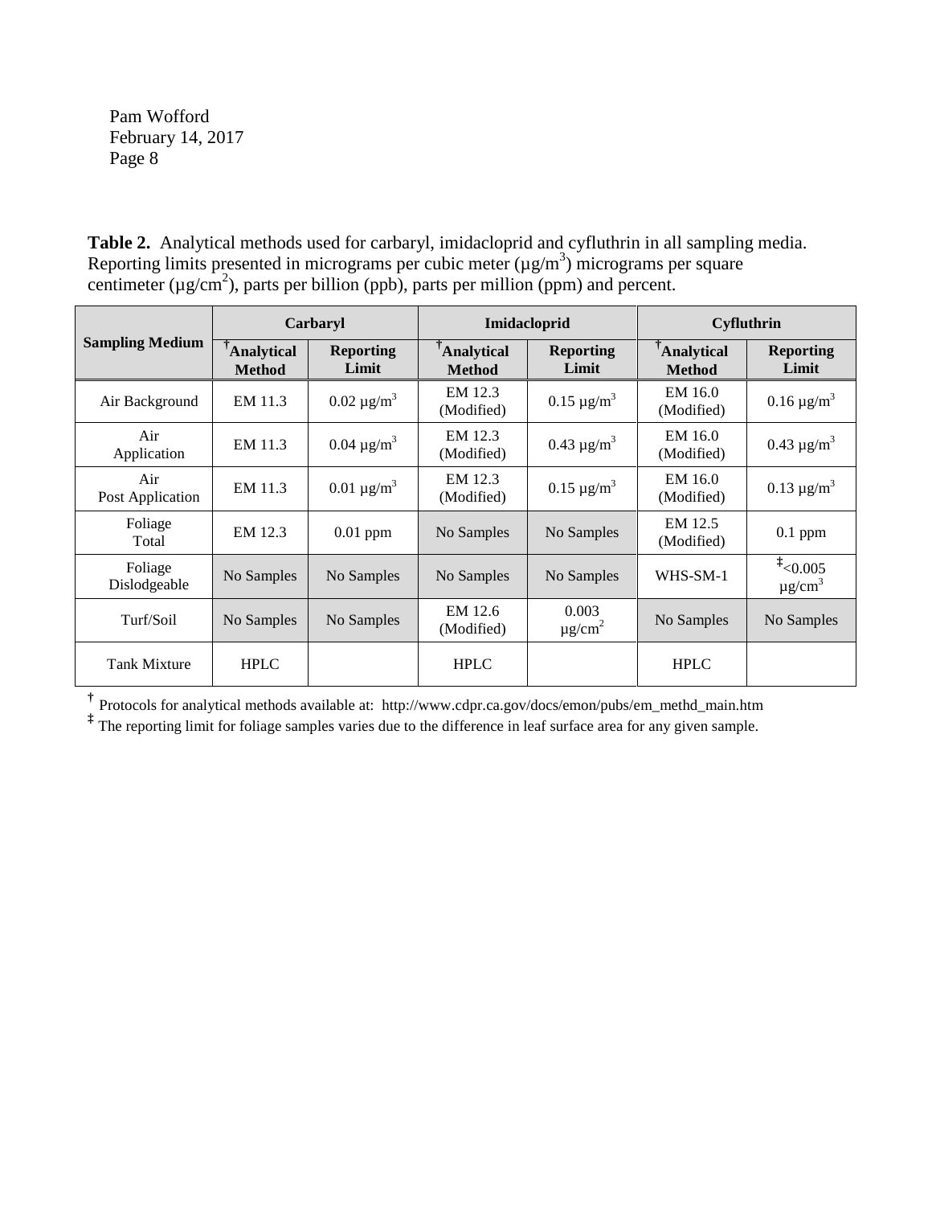**Table 2.** Analytical methods used for carbaryl, imidacloprid and cyfluthrin in all sampling media. Reporting limits presented in micrograms per cubic meter ($\mu g/m^3$) micrograms per square centimeter ($\mu g/cm^2$), parts per billion (ppb), parts per million (ppm) and percent.

| Sampling Medium | Carbaryl | | Imidacloprid | | Cyfluthrin | |
|---|---|---|---|---|---|---|
| | †Analytical Method | Reporting Limit | †Analytical Method | Reporting Limit | †Analytical Method | Reporting Limit |
| Air Background | EM 11.3 | 0.02 $\mu g/m^3$ | EM 12.3 (Modified) | 0.15 $\mu g/m^3$ | EM 16.0 (Modified) | 0.16 $\mu g/m^3$ |
| Air Application | EM 11.3 | 0.04 $\mu g/m^3$ | EM 12.3 (Modified) | 0.43 $\mu g/m^3$ | EM 16.0 (Modified) | 0.43 $\mu g/m^3$ |
| Air Post Application | EM 11.3 | 0.01 $\mu g/m^3$ | EM 12.3 (Modified) | 0.15 $\mu g/m^3$ | EM 16.0 (Modified) | 0.13 $\mu g/m^3$ |
| Foliage Total | EM 12.3 | 0.01 ppm | No Samples | No Samples | EM 12.5 (Modified) | 0.1 ppm |
| Foliage Dislodgeable | No Samples | No Samples | No Samples | No Samples | WHS-SM-1 | ‡<0.005 $\mu g/cm^3$ |
| Turf/Soil | No Samples | No Samples | EM 12.6 (Modified) | 0.003 $\mu g/cm^2$ | No Samples | No Samples |
| Tank Mixture | HPLC | | HPLC | | HPLC | |

† Protocols for analytical methods available at: http://www.cdpr.ca.gov/docs/emon/pubs/em_methd_main.htm

‡ The reporting limit for foliage samples varies due to the difference in leaf surface area for any given sample.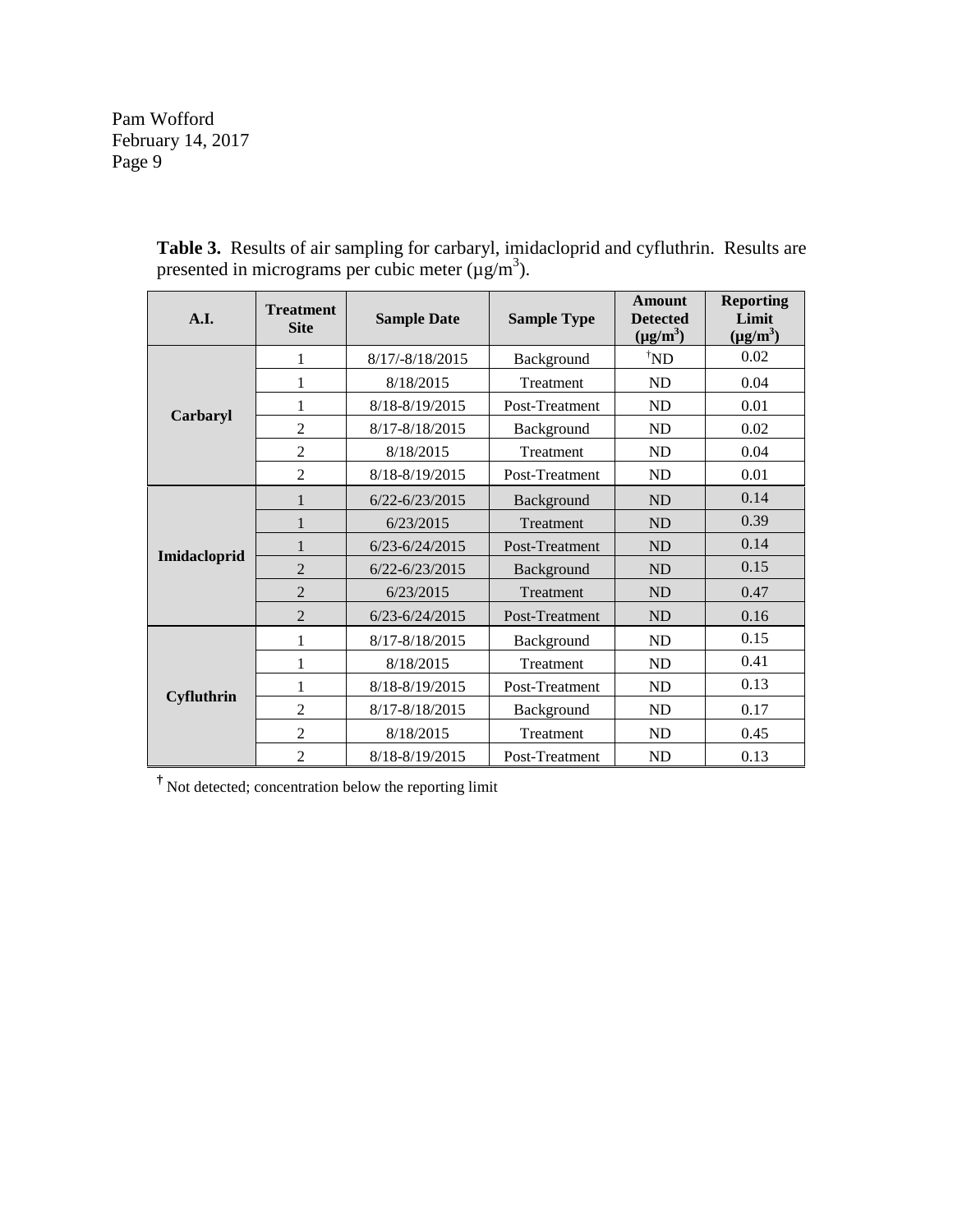**Table 3.** Results of air sampling for carbaryl, imidacloprid and cyfluthrin. Results are presented in micrograms per cubic meter ($\mu g/m^3$).

| A.I. | Treatment Site | Sample Date | Sample Type | Amount Detected ($\mu g/m^3$) | Reporting Limit ($\mu g/m^3$) |
|---|---|---|---|---|---|
| **Carbaryl** | 1 | 8/17/-8/18/2015 | Background | †ND | 0.02 |
| | 1 | 8/18/2015 | Treatment | ND | 0.04 |
| | 1 | 8/18-8/19/2015 | Post-Treatment | ND | 0.01 |
| | 2 | 8/17-8/18/2015 | Background | ND | 0.02 |
| | 2 | 8/18/2015 | Treatment | ND | 0.04 |
| | 2 | 8/18-8/19/2015 | Post-Treatment | ND | 0.01 |
| **Imidacloprid** | 1 | 6/22-6/23/2015 | Background | ND | 0.14 |
| | 1 | 6/23/2015 | Treatment | ND | 0.39 |
| | 1 | 6/23-6/24/2015 | Post-Treatment | ND | 0.14 |
| | 2 | 6/22-6/23/2015 | Background | ND | 0.15 |
| | 2 | 6/23/2015 | Treatment | ND | 0.47 |
| | 2 | 6/23-6/24/2015 | Post-Treatment | ND | 0.16 |
| **Cyfluthrin** | 1 | 8/17-8/18/2015 | Background | ND | 0.15 |
| | 1 | 8/18/2015 | Treatment | ND | 0.41 |
| | 1 | 8/18-8/19/2015 | Post-Treatment | ND | 0.13 |
| | 2 | 8/17-8/18/2015 | Background | ND | 0.17 |
| | 2 | 8/18/2015 | Treatment | ND | 0.45 |
| | 2 | 8/18-8/19/2015 | Post-Treatment | ND | 0.13 |

† Not detected; concentration below the reporting limit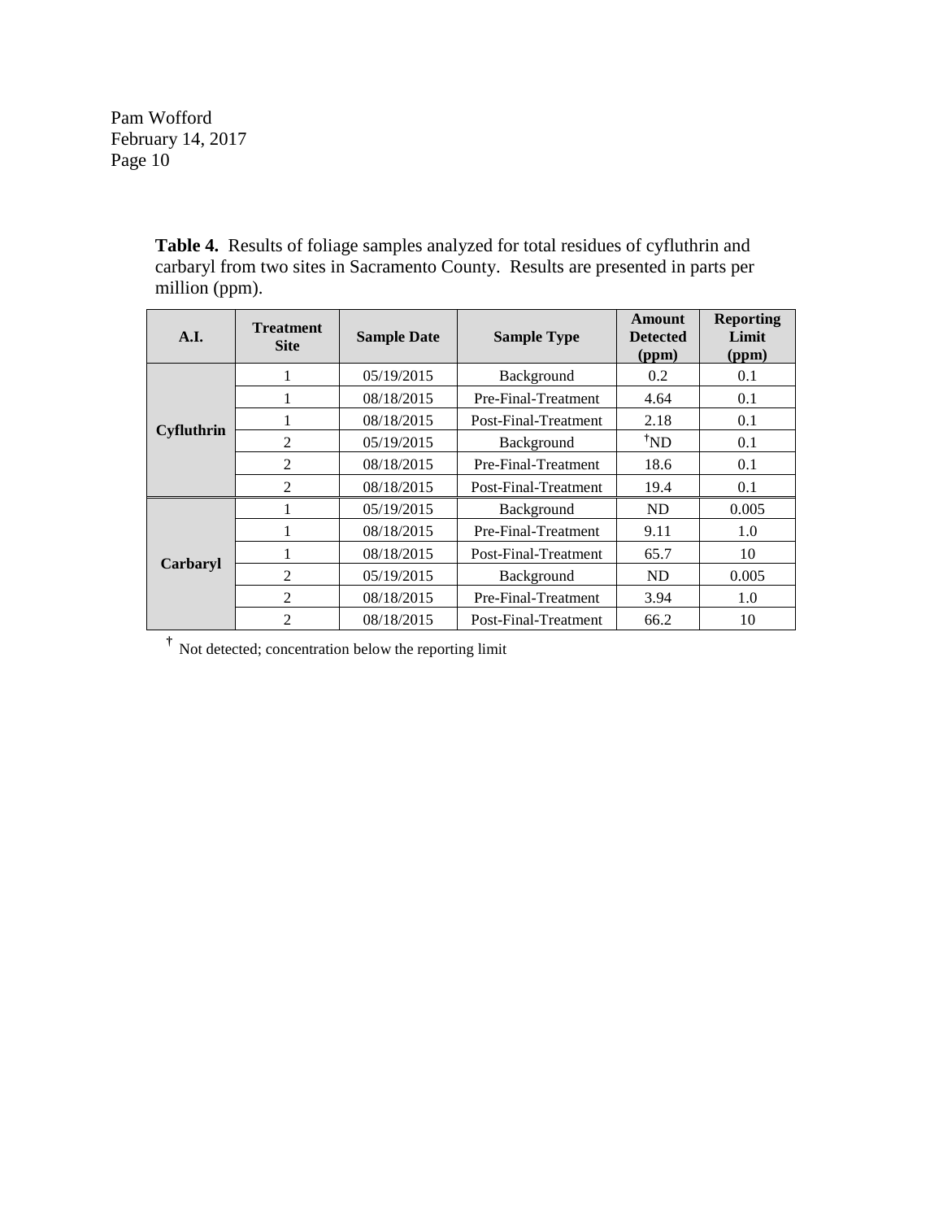**Table 4.** Results of foliage samples analyzed for total residues of cyfluthrin and carbaryl from two sites in Sacramento County. Results are presented in parts per million (ppm).

| A.I. | Treatment Site | Sample Date | Sample Type | Amount Detected (ppm) | Reporting Limit (ppm) |
|---|---|---|---|---|---|
| **Cyfluthrin** | 1 | 05/19/2015 | Background | 0.2 | 0.1 |
| | 1 | 08/18/2015 | Pre-Final-Treatment | 4.64 | 0.1 |
| | 1 | 08/18/2015 | Post-Final-Treatment | 2.18 | 0.1 |
| | 2 | 05/19/2015 | Background | †ND | 0.1 |
| | 2 | 08/18/2015 | Pre-Final-Treatment | 18.6 | 0.1 |
| | 2 | 08/18/2015 | Post-Final-Treatment | 19.4 | 0.1 |
| **Carbaryl** | 1 | 05/19/2015 | Background | ND | 0.005 |
| | 1 | 08/18/2015 | Pre-Final-Treatment | 9.11 | 1.0 |
| | 1 | 08/18/2015 | Post-Final-Treatment | 65.7 | 10 |
| | 2 | 05/19/2015 | Background | ND | 0.005 |
| | 2 | 08/18/2015 | Pre-Final-Treatment | 3.94 | 1.0 |
| | 2 | 08/18/2015 | Post-Final-Treatment | 66.2 | 10 |

† Not detected; concentration below the reporting limit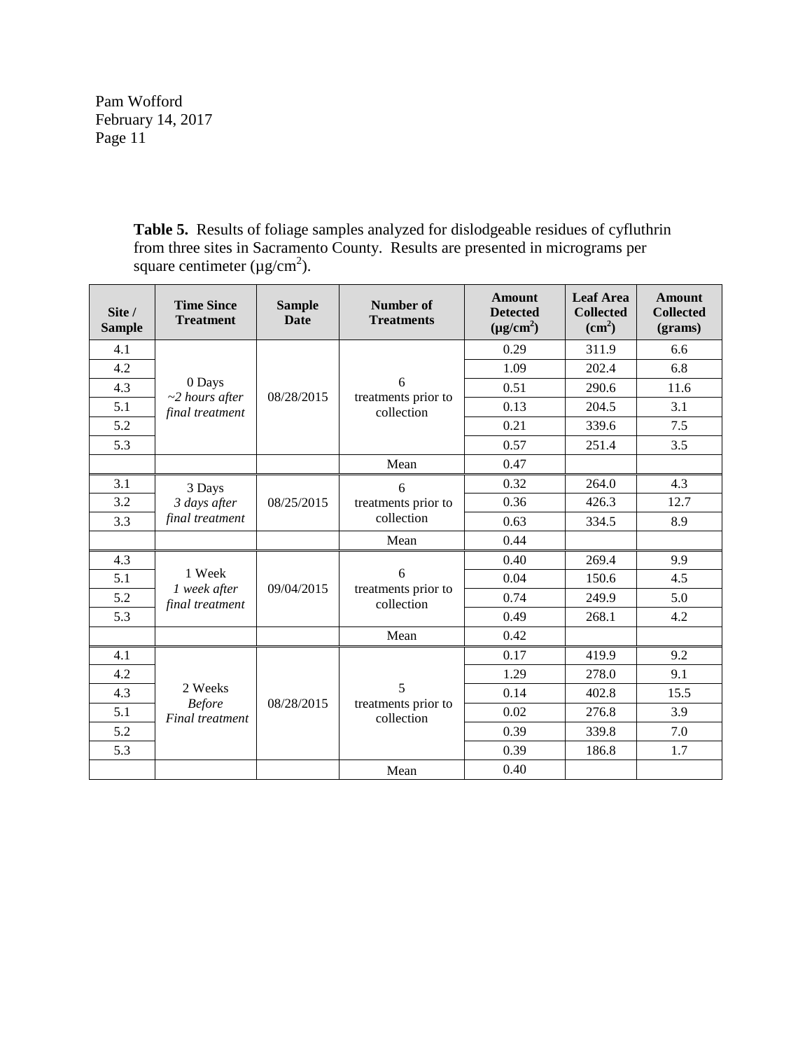**Table 5.** Results of foliage samples analyzed for dislodgeable residues of cyfluthrin from three sites in Sacramento County. Results are presented in micrograms per square centimeter ($\mu g/cm^2$).

| Site / Sample | Time Since Treatment | Sample Date | Number of Treatments | Amount Detected ($\mu g/cm^2$) | Leaf Area Collected ($cm^2$) | Amount Collected (grams) |
|---|---|---|---|---|---|---|
| 4.1 | 0 Days *~2 hours after final treatment* | 08/28/2015 | 6 treatments prior to collection | 0.29 | 311.9 | 6.6 |
| 4.2 | | | | 1.09 | 202.4 | 6.8 |
| 4.3 | | | | 0.51 | 290.6 | 11.6 |
| 5.1 | | | | 0.13 | 204.5 | 3.1 |
| 5.2 | | | | 0.21 | 339.6 | 7.5 |
| 5.3 | | | | 0.57 | 251.4 | 3.5 |
| | | | Mean | 0.47 | | |
| 3.1 | 3 Days *3 days after final treatment* | 08/25/2015 | 6 treatments prior to collection | 0.32 | 264.0 | 4.3 |
| 3.2 | | | | 0.36 | 426.3 | 12.7 |
| 3.3 | | | | 0.63 | 334.5 | 8.9 |
| | | | Mean | 0.44 | | |
| 4.3 | 1 Week *1 week after final treatment* | 09/04/2015 | 6 treatments prior to collection | 0.40 | 269.4 | 9.9 |
| 5.1 | | | | 0.04 | 150.6 | 4.5 |
| 5.2 | | | | 0.74 | 249.9 | 5.0 |
| 5.3 | | | | 0.49 | 268.1 | 4.2 |
| | | | Mean | 0.42 | | |
| 4.1 | 2 Weeks *Before Final treatment* | 08/28/2015 | 5 treatments prior to collection | 0.17 | 419.9 | 9.2 |
| 4.2 | | | | 1.29 | 278.0 | 9.1 |
| 4.3 | | | | 0.14 | 402.8 | 15.5 |
| 5.1 | | | | 0.02 | 276.8 | 3.9 |
| 5.2 | | | | 0.39 | 339.8 | 7.0 |
| 5.3 | | | | 0.39 | 186.8 | 1.7 |
| | | | Mean | 0.40 | | |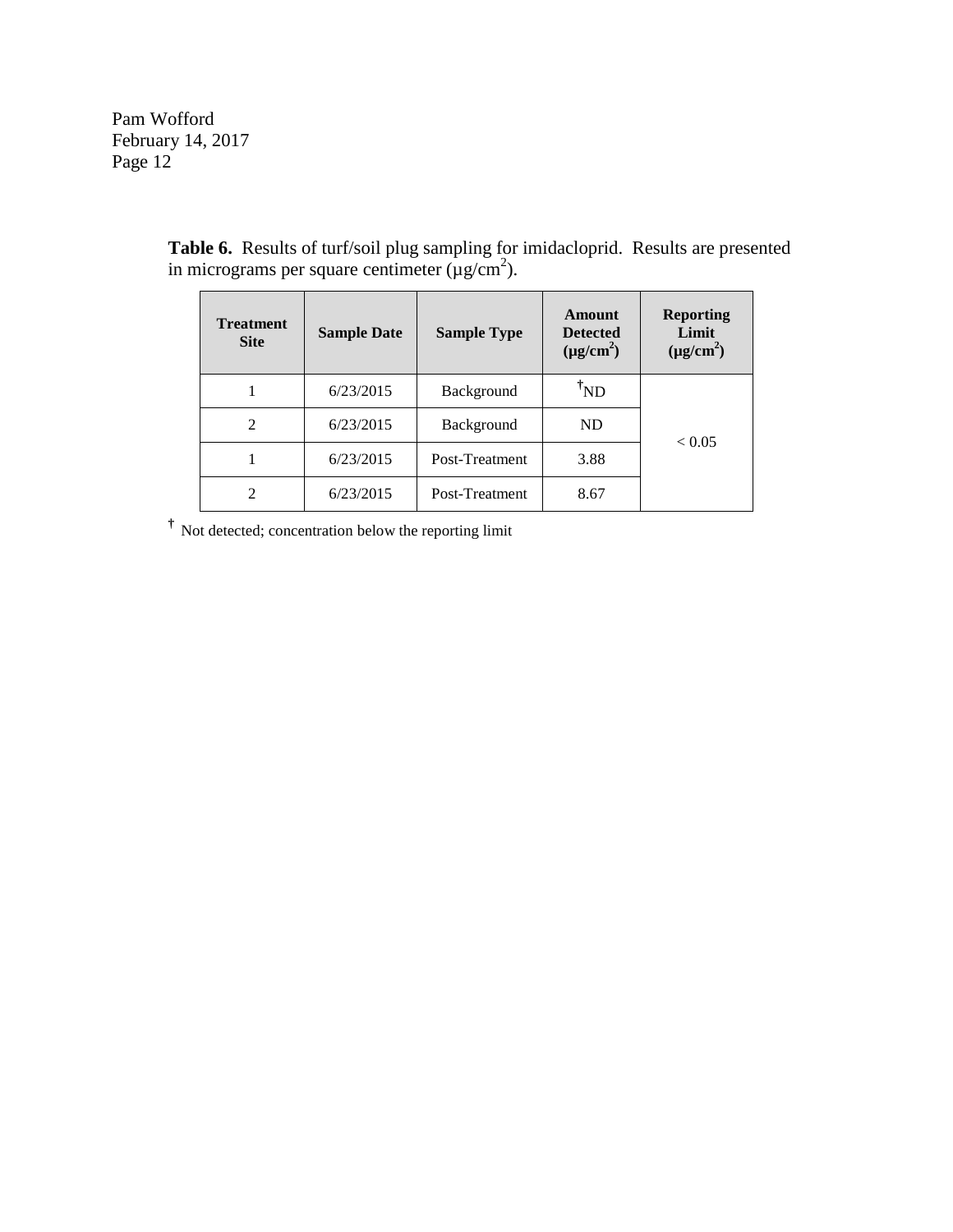**Table 6.** Results of turf/soil plug sampling for imidacloprid. Results are presented in micrograms per square centimeter ($\mu g/cm^2$).

| Treatment Site | Sample Date | Sample Type | Amount Detected ($\mu g/cm^2$) | Reporting Limit ($\mu g/cm^2$) |
|---|---|---|---|---|
| 1 | 6/23/2015 | Background | †ND | < 0.05 |
| 2 | 6/23/2015 | Background | ND | |
| 1 | 6/23/2015 | Post-Treatment | 3.88 | |
| 2 | 6/23/2015 | Post-Treatment | 8.67 | |

† Not detected; concentration below the reporting limit